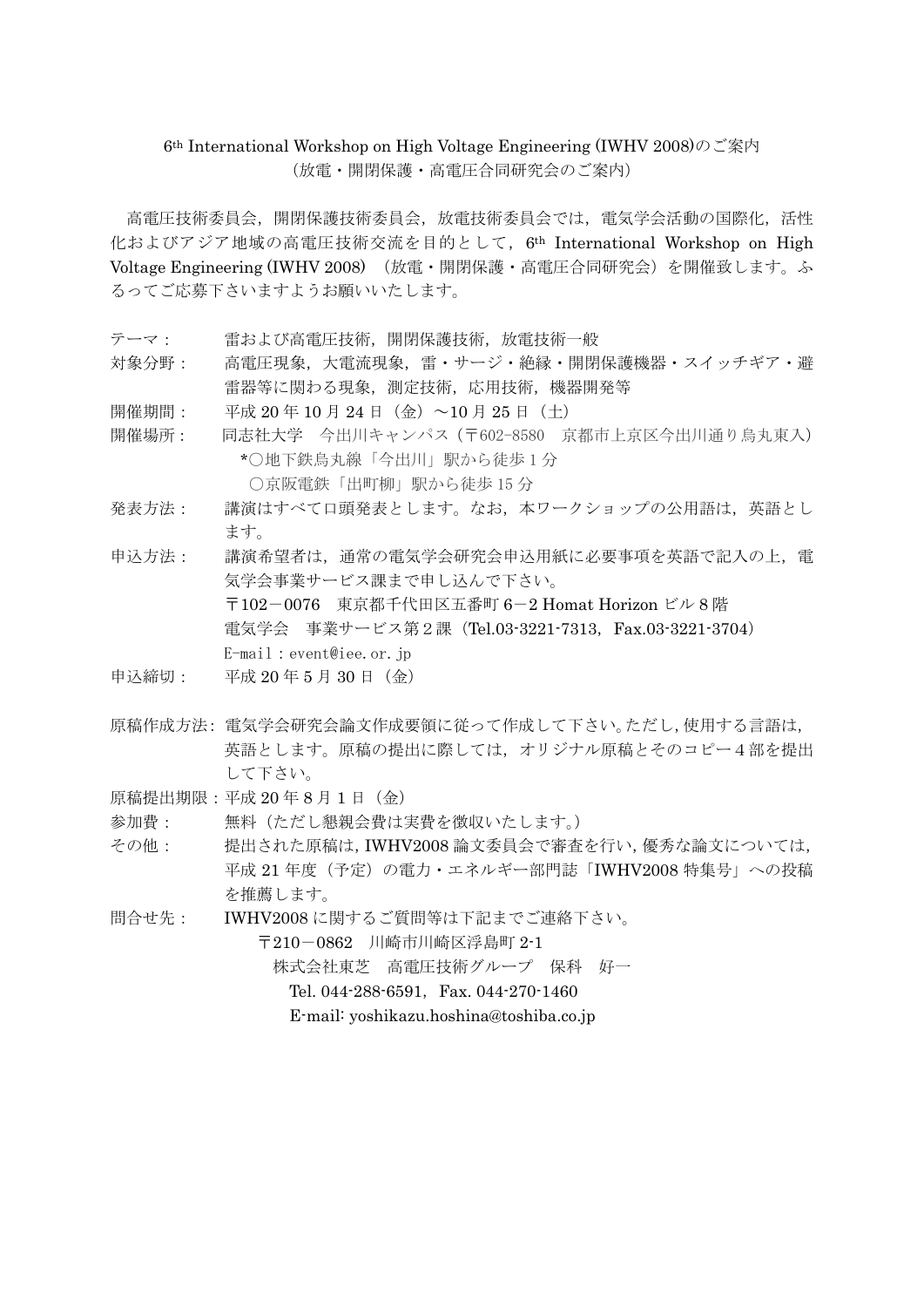# 6th International Workshop on High Voltage Engineering (IWHV 2008)のご案内
（放電・開閉保護・高電圧合同研究会のご案内）

高電圧技術委員会，開閉保護技術委員会，放電技術委員会では，電気学会活動の国際化，活性化およびアジア地域の高電圧技術交流を目的として，6th International Workshop on High Voltage Engineering (IWHV 2008) （放電・開閉保護・高電圧合同研究会）を開催致します。ふるってご応募下さいますようお願いいたします。

テーマ：　雷および高電圧技術，開閉保護技術，放電技術一般

対象分野：　高電圧現象，大電流現象，雷・サージ・絶縁・開閉保護機器・スイッチギア・避雷器等に関わる現象，測定技術，応用技術，機器開発等

開催期間：　平成 20 年 10 月 24 日（金）～10 月 25 日（土）

開催場所：　同志社大学　今出川キャンパス（〒602-8580　京都市上京区今出川通り烏丸東入）
　*○地下鉄烏丸線「今出川」駅から徒歩 1 分
　○京阪電鉄「出町柳」駅から徒歩 15 分

発表方法：　講演はすべて口頭発表とします。なお，本ワークショップの公用語は，英語とします。

申込方法：　講演希望者は，通常の電気学会研究会申込用紙に必要事項を英語で記入の上，電気学会事業サービス課まで申し込んで下さい。
〒102－0076　東京都千代田区五番町 6－2 Homat Horizon ビル 8 階
電気学会　事業サービス第 2 課（Tel.03-3221-7313，Fax.03-3221-3704）
E-mail：event@iee.or.jp

申込締切：　平成 20 年 5 月 30 日（金）

原稿作成方法：電気学会研究会論文作成要領に従って作成して下さい。ただし，使用する言語は，英語とします。原稿の提出に際しては，オリジナル原稿とそのコピー4 部を提出して下さい。

原稿提出期限：平成 20 年 8 月 1 日（金）

参加費：　無料（ただし懇親会費は実費を徴収いたします。）

その他：　提出された原稿は，IWHV2008 論文委員会で審査を行い，優秀な論文については，平成 21 年度（予定）の電力・エネルギー部門誌「IWHV2008 特集号」への投稿を推薦します。

問合せ先：　IWHV2008 に関するご質問等は下記までご連絡下さい。
〒210－0862　川崎市川崎区浮島町 2-1
株式会社東芝　高電圧技術グループ　保科　好一
Tel. 044-288-6591，Fax. 044-270-1460
E-mail: yoshikazu.hoshina@toshiba.co.jp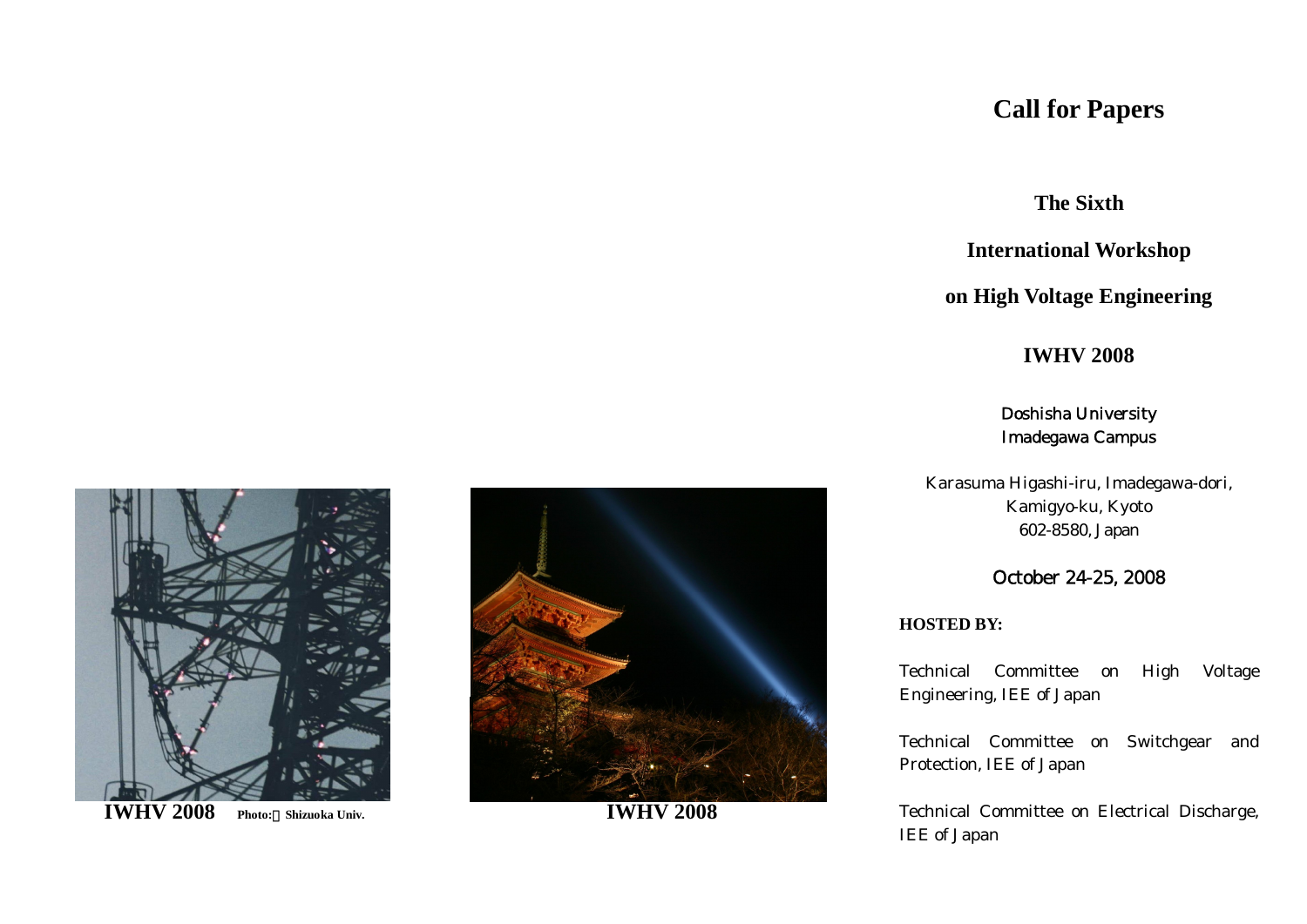IWHV 2008 Photo: Shizuoka Univ.

IWHV 2008

# Call for Papers

## The Sixth

## International Workshop

## on High Voltage Engineering

## IWHV 2008

Doshisha University
Imadegawa Campus

Karasuma Higashi-iru, Imadegawa-dori,
Kamigyo-ku, Kyoto
602-8580, Japan

October 24-25, 2008

**HOSTED BY:**

Technical Committee on High Voltage Engineering, IEE of Japan

Technical Committee on Switchgear and Protection, IEE of Japan

Technical Committee on Electrical Discharge, IEE of Japan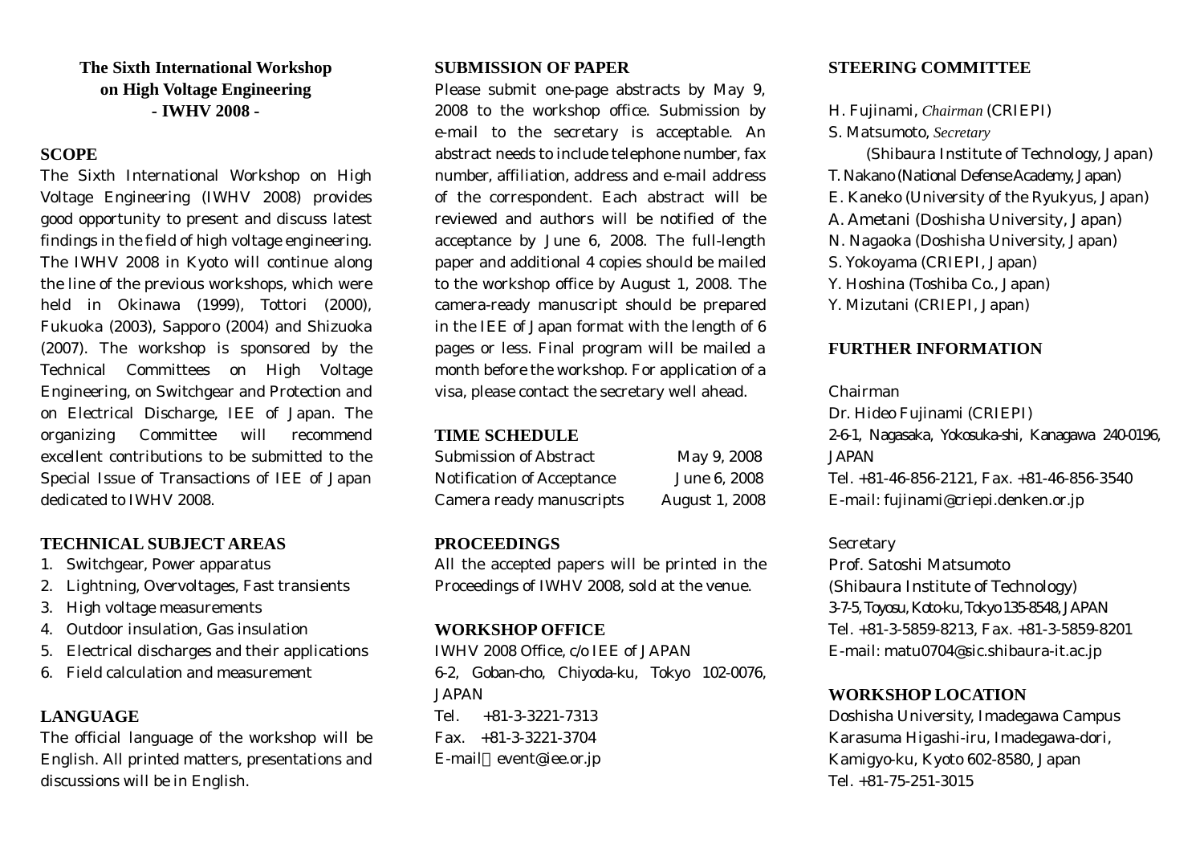**The Sixth International Workshop on High Voltage Engineering - IWHV 2008 -**

## SCOPE

The Sixth International Workshop on High Voltage Engineering (IWHV 2008) provides good opportunity to present and discuss latest findings in the field of high voltage engineering. The IWHV 2008 in Kyoto will continue along the line of the previous workshops, which were held in Okinawa (1999), Tottori (2000), Fukuoka (2003), Sapporo (2004) and Shizuoka (2007). The workshop is sponsored by the Technical Committees on High Voltage Engineering, on Switchgear and Protection and on Electrical Discharge, IEE of Japan. The organizing Committee will recommend excellent contributions to be submitted to the Special Issue of Transactions of IEE of Japan dedicated to IWHV 2008.

## TECHNICAL SUBJECT AREAS

1. Switchgear, Power apparatus
2. Lightning, Overvoltages, Fast transients
3. High voltage measurements
4. Outdoor insulation, Gas insulation
5. Electrical discharges and their applications
6. Field calculation and measurement

## LANGUAGE

The official language of the workshop will be English. All printed matters, presentations and discussions will be in English.

## SUBMISSION OF PAPER

Please submit one-page abstracts by May 9, 2008 to the workshop office. Submission by e-mail to the secretary is acceptable. An abstract needs to include telephone number, fax number, affiliation, address and e-mail address of the correspondent. Each abstract will be reviewed and authors will be notified of the acceptance by June 6, 2008. The full-length paper and additional 4 copies should be mailed to the workshop office by August 1, 2008. The camera-ready manuscript should be prepared in the IEE of Japan format with the length of 6 pages or less. Final program will be mailed a month before the workshop. For application of a visa, please contact the secretary well ahead.

## TIME SCHEDULE

| | |
|---|---|
| Submission of Abstract | May 9, 2008 |
| Notification of Acceptance | June 6, 2008 |
| Camera ready manuscripts | August 1, 2008 |

## PROCEEDINGS

All the accepted papers will be printed in the Proceedings of IWHV 2008, sold at the venue.

## WORKSHOP OFFICE

IWHV 2008 Office, c/o IEE of JAPAN
6-2, Goban-cho, Chiyoda-ku, Tokyo 102-0076, JAPAN
Tel. +81-3-3221-7313
Fax. +81-3-3221-3704
E-mail：event@iee.or.jp

## STEERING COMMITTEE

H. Fujinami, *Chairman* (CRIEPI)
S. Matsumoto, *Secretary* (Shibaura Institute of Technology, Japan)
T. Nakano (National Defense Academy, Japan)
E. Kaneko (University of the Ryukyus, Japan)
A. Ametani (Doshisha University, Japan)
N. Nagaoka (Doshisha University, Japan)
S. Yokoyama (CRIEPI, Japan)
Y. Hoshina (Toshiba Co., Japan)
Y. Mizutani (CRIEPI, Japan)

## FURTHER INFORMATION

Chairman
Dr. Hideo Fujinami (CRIEPI)
2-6-1, Nagasaka, Yokosuka-shi, Kanagawa 240-0196, JAPAN
Tel. +81-46-856-2121, Fax. +81-46-856-3540
E-mail: fujinami@criepi.denken.or.jp

Secretary
Prof. Satoshi Matsumoto
(Shibaura Institute of Technology)
3-7-5, Toyosu, Koto-ku, Tokyo 135-8548, JAPAN
Tel. +81-3-5859-8213, Fax. +81-3-5859-8201
E-mail: matu0704@sic.shibaura-it.ac.jp

## WORKSHOP LOCATION

Doshisha University, Imadegawa Campus
Karasuma Higashi-iru, Imadegawa-dori,
Kamigyo-ku, Kyoto 602-8580, Japan
Tel. +81-75-251-3015